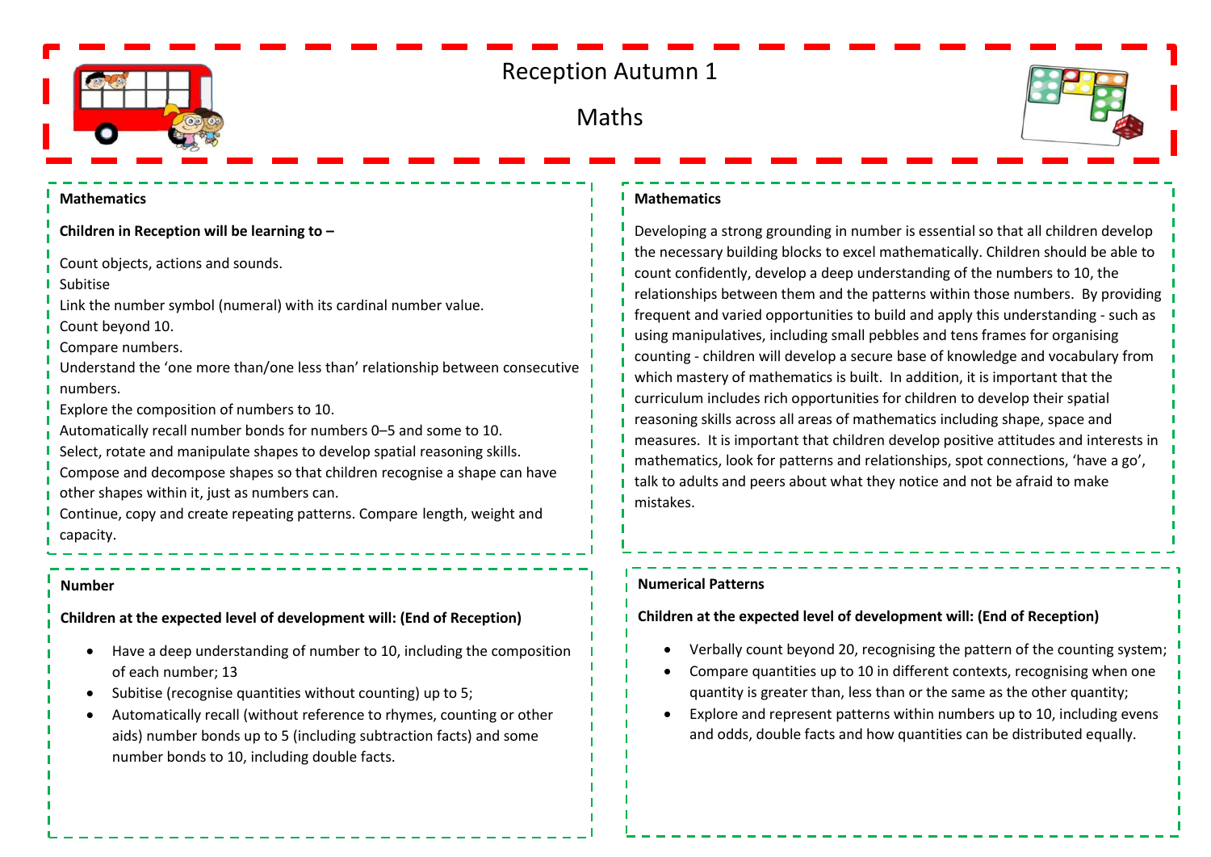# Reception Autumn 1

## Maths

### Mathematics

**Children in Reception will be learning to –**

Count objects, actions and sounds.
Subitise
Link the number symbol (numeral) with its cardinal number value.
Count beyond 10.
Compare numbers.
Understand the 'one more than/one less than' relationship between consecutive numbers.
Explore the composition of numbers to 10.
Automatically recall number bonds for numbers 0–5 and some to 10.
Select, rotate and manipulate shapes to develop spatial reasoning skills.
Compose and decompose shapes so that children recognise a shape can have other shapes within it, just as numbers can.
Continue, copy and create repeating patterns. Compare length, weight and capacity.

### Mathematics

Developing a strong grounding in number is essential so that all children develop the necessary building blocks to excel mathematically. Children should be able to count confidently, develop a deep understanding of the numbers to 10, the relationships between them and the patterns within those numbers. By providing frequent and varied opportunities to build and apply this understanding - such as using manipulatives, including small pebbles and tens frames for organising counting - children will develop a secure base of knowledge and vocabulary from which mastery of mathematics is built. In addition, it is important that the curriculum includes rich opportunities for children to develop their spatial reasoning skills across all areas of mathematics including shape, space and measures. It is important that children develop positive attitudes and interests in mathematics, look for patterns and relationships, spot connections, 'have a go', talk to adults and peers about what they notice and not be afraid to make mistakes.

### Number

**Children at the expected level of development will: (End of Reception)**

- Have a deep understanding of number to 10, including the composition of each number; 13
- Subitise (recognise quantities without counting) up to 5;
- Automatically recall (without reference to rhymes, counting or other aids) number bonds up to 5 (including subtraction facts) and some number bonds to 10, including double facts.

### Numerical Patterns

**Children at the expected level of development will: (End of Reception)**

- Verbally count beyond 20, recognising the pattern of the counting system;
- Compare quantities up to 10 in different contexts, recognising when one quantity is greater than, less than or the same as the other quantity;
- Explore and represent patterns within numbers up to 10, including evens and odds, double facts and how quantities can be distributed equally.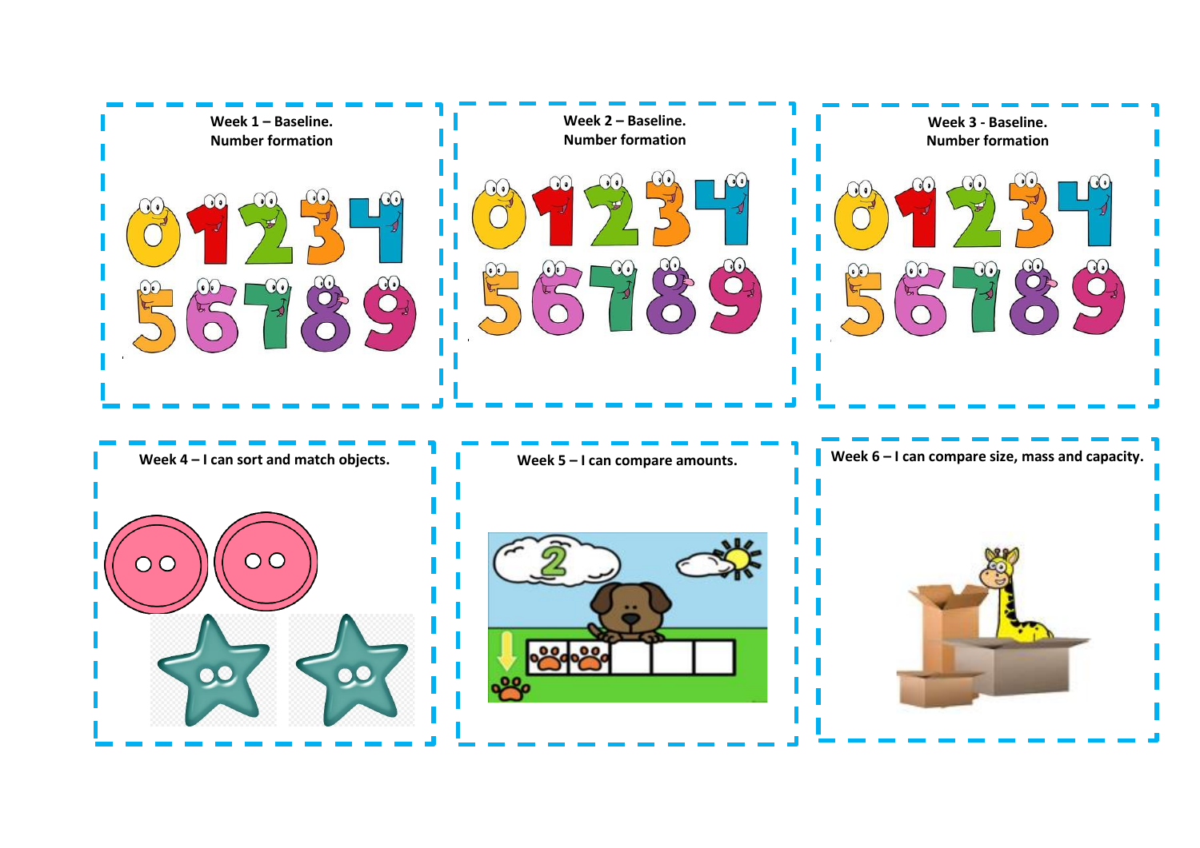**Week 1 – Baseline.**
**Number formation**

**Week 2 – Baseline.**
**Number formation**

**Week 3 - Baseline.**
**Number formation**

**Week 4 – I can sort and match objects.**

**Week 5 – I can compare amounts.**

**Week 6 – I can compare size, mass and capacity.**